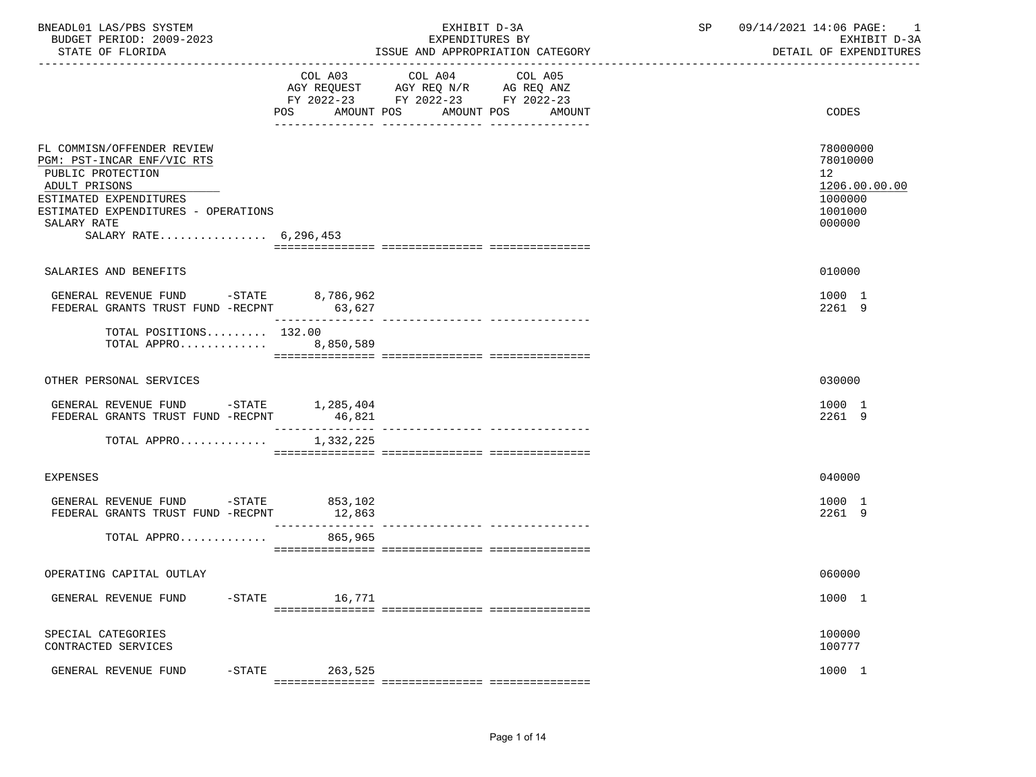BNEADL01 LAS/PBS SYSTEM
BUDGET PERIOD: 2009-2023
STATE OF FLORIDA

EXHIBIT D-3A
EXPENDITURES BY
ISSUE AND APPROPRIATION CATEGORY

SP 09/14/2021 14:06 PAGE: 1
EXHIBIT D-3A
DETAIL OF EXPENDITURES

| | COL A03 AGY REQUEST FY 2022-23 POS AMOUNT | COL A04 AGY REQ N/R FY 2022-23 POS AMOUNT | COL A05 AG REQ ANZ FY 2022-23 POS AMOUNT | CODES |
|---|---|---|---|---|
| FL COMMISN/OFFENDER REVIEW | | | | 78000000 |
| PGM: PST-INCAR ENF/VIC RTS | | | | 78010000 |
| PUBLIC PROTECTION | | | | 12 |
| ADULT PRISONS | | | | 1206.00.00.00 |
| ESTIMATED EXPENDITURES | | | | 1000000 |
| ESTIMATED EXPENDITURES - OPERATIONS | | | | 1001000 |
| SALARY RATE | | | | 000000 |
| SALARY RATE................ 6,296,453 | | | | |
| SALARIES AND BENEFITS | | | | 010000 |
| GENERAL REVENUE FUND -STATE | 8,786,962 | | | 1000 1 |
| FEDERAL GRANTS TRUST FUND -RECPNT | 63,627 | | | 2261 9 |
| TOTAL POSITIONS......... 132.00 | | | | |
| TOTAL APPRO............. | 8,850,589 | | | |
| OTHER PERSONAL SERVICES | | | | 030000 |
| GENERAL REVENUE FUND -STATE | 1,285,404 | | | 1000 1 |
| FEDERAL GRANTS TRUST FUND -RECPNT | 46,821 | | | 2261 9 |
| TOTAL APPRO............. | 1,332,225 | | | |
| EXPENSES | | | | 040000 |
| GENERAL REVENUE FUND -STATE | 853,102 | | | 1000 1 |
| FEDERAL GRANTS TRUST FUND -RECPNT | 12,863 | | | 2261 9 |
| TOTAL APPRO............. | 865,965 | | | |
| OPERATING CAPITAL OUTLAY | | | | 060000 |
| GENERAL REVENUE FUND -STATE | 16,771 | | | 1000 1 |
| SPECIAL CATEGORIES | | | | 100000 |
| CONTRACTED SERVICES | | | | 100777 |
| GENERAL REVENUE FUND -STATE | 263,525 | | | 1000 1 |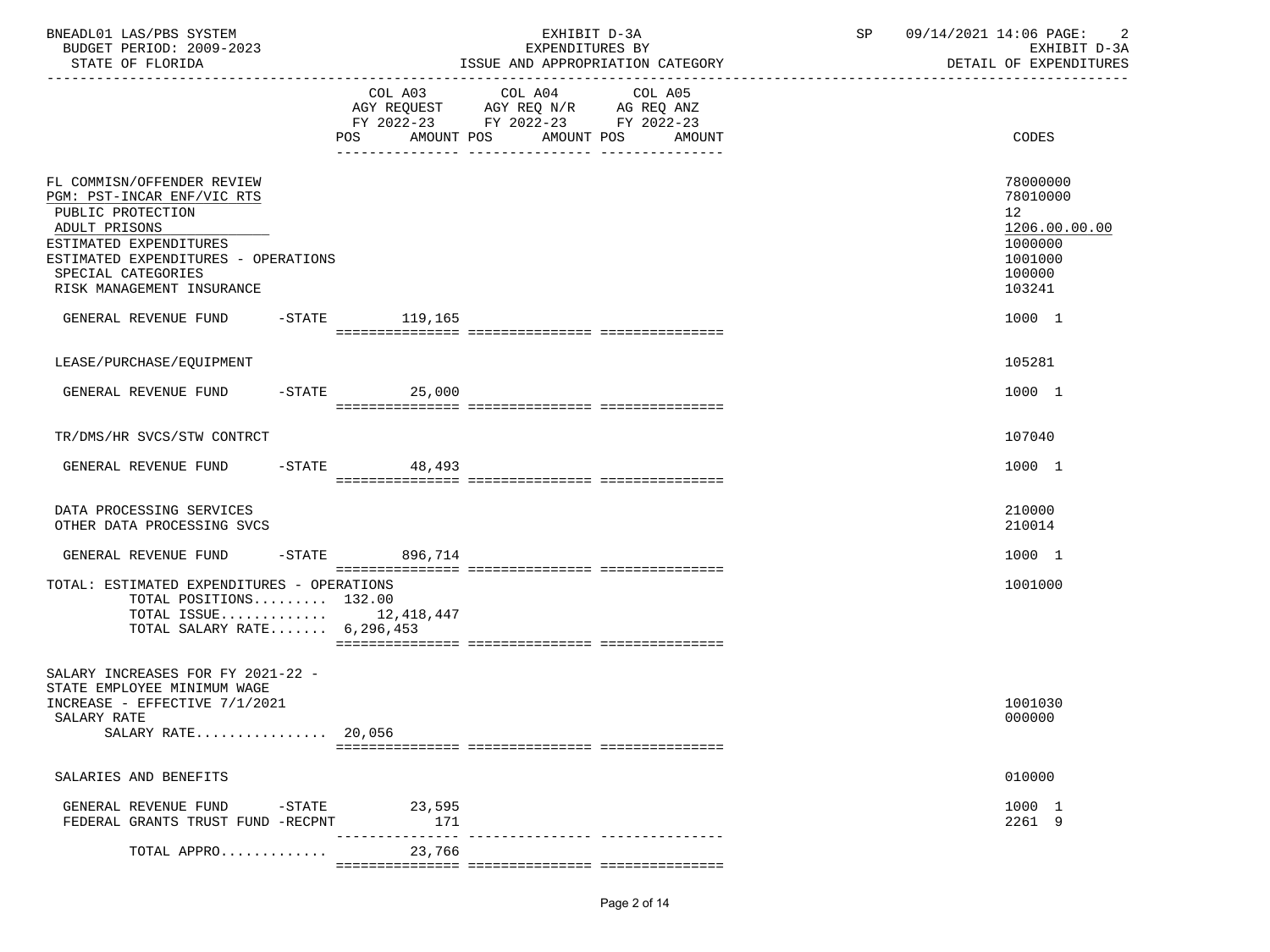| | COL A03 AGY REQUEST FY 2022-23 POS AMOUNT | COL A04 AGY REQ N/R FY 2022-23 POS AMOUNT | COL A05 AG REQ ANZ FY 2022-23 POS AMOUNT | CODES |
|---|---|---|---|---|
| FL COMMISN/OFFENDER REVIEW | | | | 78000000 |
| PGM: PST-INCAR ENF/VIC RTS | | | | 78010000 |
| PUBLIC PROTECTION | | | | 12 |
| ADULT PRISONS | | | | 1206.00.00.00 |
| ESTIMATED EXPENDITURES | | | | 1000000 |
| ESTIMATED EXPENDITURES - OPERATIONS | | | | 1001000 |
| SPECIAL CATEGORIES | | | | 100000 |
| RISK MANAGEMENT INSURANCE | | | | 103241 |
| GENERAL REVENUE FUND -STATE | 119,165 | | | 1000 1 |
| LEASE/PURCHASE/EQUIPMENT | | | | 105281 |
| GENERAL REVENUE FUND -STATE | 25,000 | | | 1000 1 |
| TR/DMS/HR SVCS/STW CONTRCT | | | | 107040 |
| GENERAL REVENUE FUND -STATE | 48,493 | | | 1000 1 |
| DATA PROCESSING SERVICES | | | | 210000 |
| OTHER DATA PROCESSING SVCS | | | | 210014 |
| GENERAL REVENUE FUND -STATE | 896,714 | | | 1000 1 |
| TOTAL: ESTIMATED EXPENDITURES - OPERATIONS | | | | 1001000 |
| TOTAL POSITIONS......... | 132.00 | | | |
| TOTAL ISSUE............. | 12,418,447 | | | |
| TOTAL SALARY RATE....... | 6,296,453 | | | |
| SALARY INCREASES FOR FY 2021-22 - STATE EMPLOYEE MINIMUM WAGE INCREASE - EFFECTIVE 7/1/2021 | | | | 1001030 |
| SALARY RATE | | | | 000000 |
| SALARY RATE................ | 20,056 | | | |
| SALARIES AND BENEFITS | | | | 010000 |
| GENERAL REVENUE FUND -STATE | 23,595 | | | 1000 1 |
| FEDERAL GRANTS TRUST FUND -RECPNT | 171 | | | 2261 9 |
| TOTAL APPRO............. | 23,766 | | | |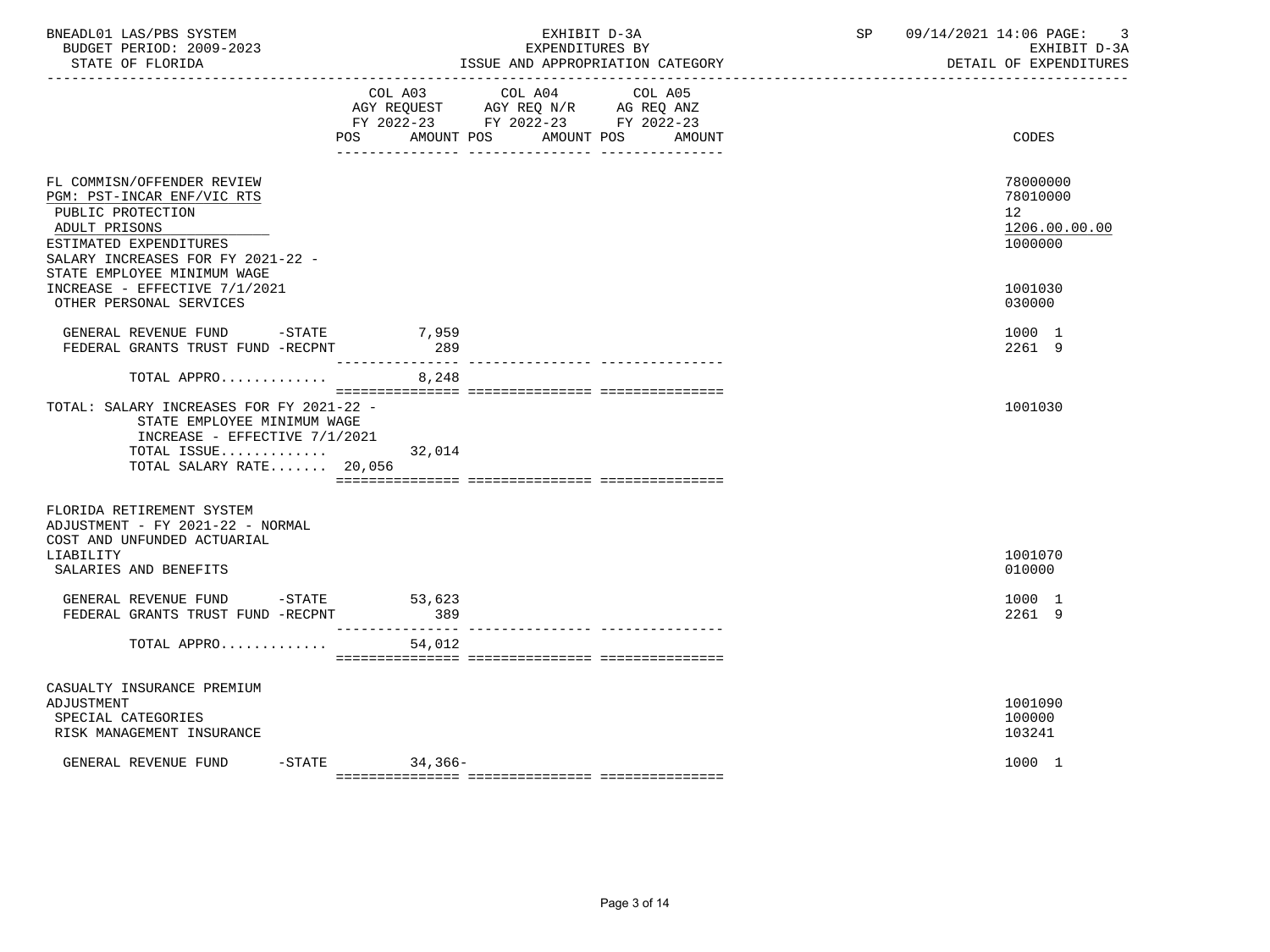BNEADL01 LAS/PBS SYSTEM — EXHIBIT D-3A — SP 09/14/2021 14:06 PAGE: 3
BUDGET PERIOD: 2009-2023 — EXPENDITURES BY — EXHIBIT D-3A
STATE OF FLORIDA — ISSUE AND APPROPRIATION CATEGORY — DETAIL OF EXPENDITURES

| | COL A03 AGY REQUEST FY 2022-23 POS AMOUNT | COL A04 AGY REQ N/R FY 2022-23 POS AMOUNT | COL A05 AG REQ ANZ FY 2022-23 POS AMOUNT | CODES |
|---|---|---|---|---|
| FL COMMISN/OFFENDER REVIEW | | | | 78000000 |
| PGM: PST-INCAR ENF/VIC RTS | | | | 78010000 |
| PUBLIC PROTECTION | | | | 12 |
| ADULT PRISONS | | | | 1206.00.00.00 |
| ESTIMATED EXPENDITURES | | | | 1000000 |
| SALARY INCREASES FOR FY 2021-22 - STATE EMPLOYEE MINIMUM WAGE INCREASE - EFFECTIVE 7/1/2021 | | | | 1001030 |
| OTHER PERSONAL SERVICES | | | | 030000 |
| GENERAL REVENUE FUND -STATE | 7,959 | | | 1000 1 |
| FEDERAL GRANTS TRUST FUND -RECPNT | 289 | | | 2261 9 |
| TOTAL APPRO............ | 8,248 | | | |
| TOTAL: SALARY INCREASES FOR FY 2021-22 - STATE EMPLOYEE MINIMUM WAGE INCREASE - EFFECTIVE 7/1/2021 | | | | 1001030 |
| TOTAL ISSUE............ | 32,014 | | | |
| TOTAL SALARY RATE....... 20,056 | | | | |
| FLORIDA RETIREMENT SYSTEM ADJUSTMENT - FY 2021-22 - NORMAL COST AND UNFUNDED ACTUARIAL LIABILITY | | | | 1001070 |
| SALARIES AND BENEFITS | | | | 010000 |
| GENERAL REVENUE FUND -STATE | 53,623 | | | 1000 1 |
| FEDERAL GRANTS TRUST FUND -RECPNT | 389 | | | 2261 9 |
| TOTAL APPRO............ | 54,012 | | | |
| CASUALTY INSURANCE PREMIUM ADJUSTMENT | | | | 1001090 |
| SPECIAL CATEGORIES | | | | 100000 |
| RISK MANAGEMENT INSURANCE | | | | 103241 |
| GENERAL REVENUE FUND -STATE | 34,366- | | | 1000 1 |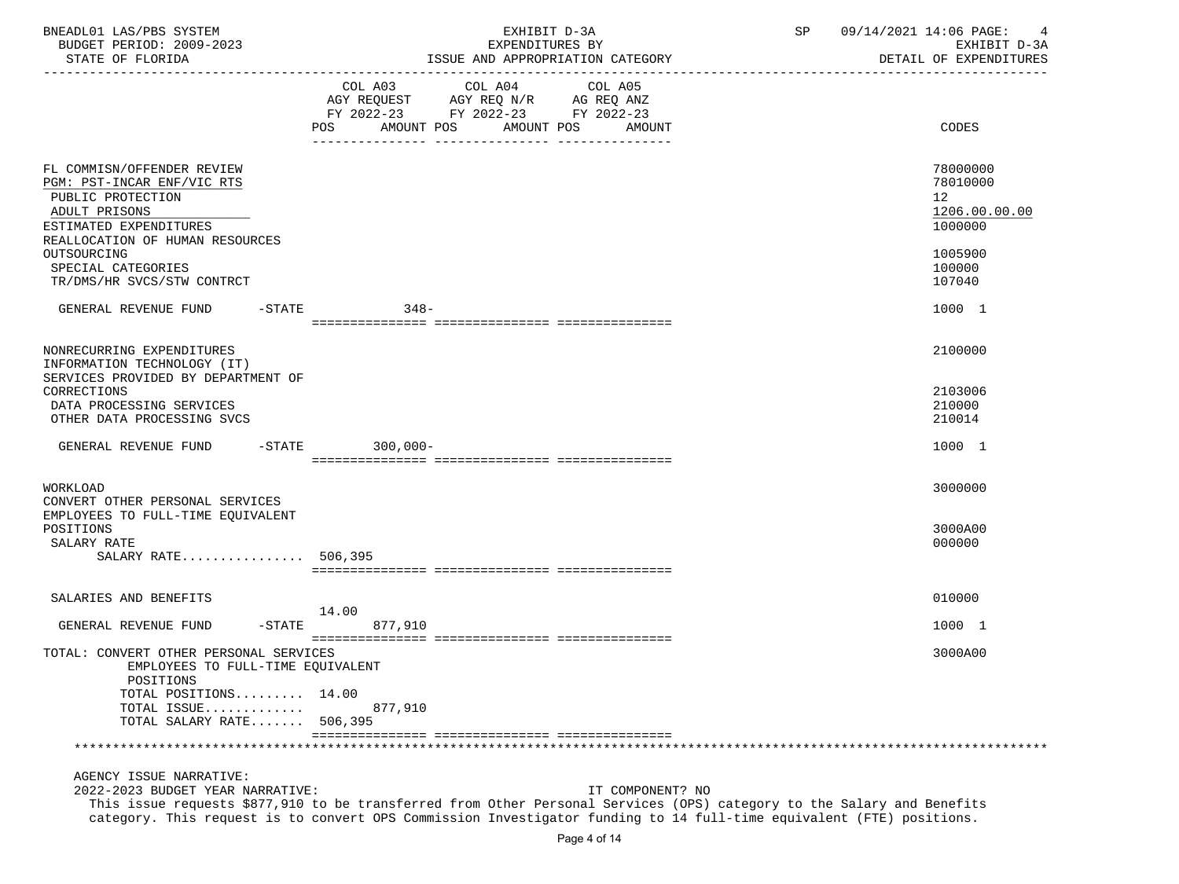BNEADL01 LAS/PBS SYSTEM — EXHIBIT D-3A — EXPENDITURES BY ISSUE AND APPROPRIATION CATEGORY — SP 09/14/2021 14:06 PAGE: 4
BUDGET PERIOD: 2009-2023 — EXHIBIT D-3A
STATE OF FLORIDA — DETAIL OF EXPENDITURES

| | COL A03 AGY REQUEST FY 2022-23 POS AMOUNT | COL A04 AGY REQ N/R FY 2022-23 POS AMOUNT | COL A05 AG REQ ANZ FY 2022-23 POS AMOUNT | CODES |
|---|---|---|---|---|
| FL COMMISN/OFFENDER REVIEW | | | | 78000000 |
| PGM: PST-INCAR ENF/VIC RTS | | | | 78010000 |
| PUBLIC PROTECTION | | | | 12 |
| ADULT PRISONS | | | | 1206.00.00.00 |
| ESTIMATED EXPENDITURES | | | | 1000000 |
| REALLOCATION OF HUMAN RESOURCES OUTSOURCING | | | | 1005900 |
| SPECIAL CATEGORIES | | | | 100000 |
| TR/DMS/HR SVCS/STW CONTRCT | | | | 107040 |
| GENERAL REVENUE FUND -STATE | 348- | | | 1000 1 |
| NONRECURRING EXPENDITURES | | | | 2100000 |
| INFORMATION TECHNOLOGY (IT) SERVICES PROVIDED BY DEPARTMENT OF CORRECTIONS | | | | 2103006 |
| DATA PROCESSING SERVICES | | | | 210000 |
| OTHER DATA PROCESSING SVCS | | | | 210014 |
| GENERAL REVENUE FUND -STATE | 300,000- | | | 1000 1 |
| WORKLOAD | | | | 3000000 |
| CONVERT OTHER PERSONAL SERVICES EMPLOYEES TO FULL-TIME EQUIVALENT POSITIONS | | | | 3000A00 |
| SALARY RATE | | | | 000000 |
| SALARY RATE................ | 506,395 | | | |
| SALARIES AND BENEFITS | | | | 010000 |
| GENERAL REVENUE FUND -STATE | 14.00 877,910 | | | 1000 1 |
| TOTAL: CONVERT OTHER PERSONAL SERVICES EMPLOYEES TO FULL-TIME EQUIVALENT POSITIONS | | | | 3000A00 |
| TOTAL POSITIONS......... | 14.00 | | | |
| TOTAL ISSUE............ | 877,910 | | | |
| TOTAL SALARY RATE....... | 506,395 | | | |

AGENCY ISSUE NARRATIVE:

2022-2023 BUDGET YEAR NARRATIVE: IT COMPONENT? NO

This issue requests $877,910 to be transferred from Other Personal Services (OPS) category to the Salary and Benefits category. This request is to convert OPS Commission Investigator funding to 14 full-time equivalent (FTE) positions.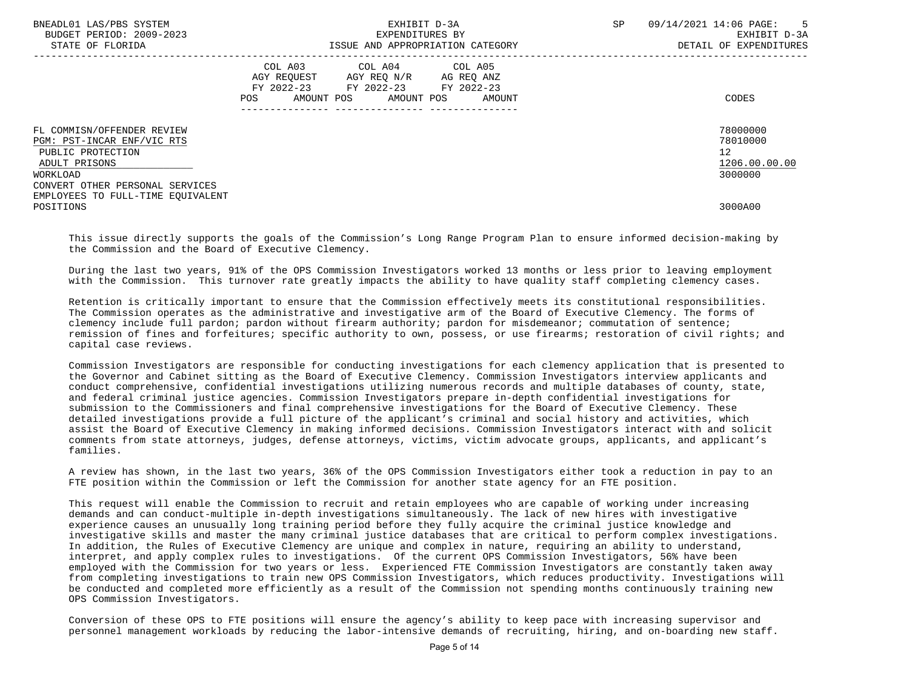| | COL A03 AGY REQUEST FY 2022-23 POS AMOUNT | COL A04 AGY REQ N/R FY 2022-23 POS AMOUNT | COL A05 AG REQ ANZ FY 2022-23 POS AMOUNT | CODES |
|---|---|---|---|---|
| FL COMMISN/OFFENDER REVIEW | | | | 78000000 |
| PGM: PST-INCAR ENF/VIC RTS | | | | 78010000 |
| PUBLIC PROTECTION | | | | 12 |
| ADULT PRISONS | | | | 1206.00.00.00 |
| WORKLOAD | | | | 3000000 |
| CONVERT OTHER PERSONAL SERVICES EMPLOYEES TO FULL-TIME EQUIVALENT POSITIONS | | | | 3000A00 |

This issue directly supports the goals of the Commission's Long Range Program Plan to ensure informed decision-making by the Commission and the Board of Executive Clemency.

During the last two years, 91% of the OPS Commission Investigators worked 13 months or less prior to leaving employment with the Commission. This turnover rate greatly impacts the ability to have quality staff completing clemency cases.

Retention is critically important to ensure that the Commission effectively meets its constitutional responsibilities. The Commission operates as the administrative and investigative arm of the Board of Executive Clemency. The forms of clemency include full pardon; pardon without firearm authority; pardon for misdemeanor; commutation of sentence; remission of fines and forfeitures; specific authority to own, possess, or use firearms; restoration of civil rights; and capital case reviews.

Commission Investigators are responsible for conducting investigations for each clemency application that is presented to the Governor and Cabinet sitting as the Board of Executive Clemency. Commission Investigators interview applicants and conduct comprehensive, confidential investigations utilizing numerous records and multiple databases of county, state, and federal criminal justice agencies. Commission Investigators prepare in-depth confidential investigations for submission to the Commissioners and final comprehensive investigations for the Board of Executive Clemency. These detailed investigations provide a full picture of the applicant's criminal and social history and activities, which assist the Board of Executive Clemency in making informed decisions. Commission Investigators interact with and solicit comments from state attorneys, judges, defense attorneys, victims, victim advocate groups, applicants, and applicant's families.

A review has shown, in the last two years, 36% of the OPS Commission Investigators either took a reduction in pay to an FTE position within the Commission or left the Commission for another state agency for an FTE position.

This request will enable the Commission to recruit and retain employees who are capable of working under increasing demands and can conduct-multiple in-depth investigations simultaneously. The lack of new hires with investigative experience causes an unusually long training period before they fully acquire the criminal justice knowledge and investigative skills and master the many criminal justice databases that are critical to perform complex investigations. In addition, the Rules of Executive Clemency are unique and complex in nature, requiring an ability to understand, interpret, and apply complex rules to investigations. Of the current OPS Commission Investigators, 56% have been employed with the Commission for two years or less. Experienced FTE Commission Investigators are constantly taken away from completing investigations to train new OPS Commission Investigators, which reduces productivity. Investigations will be conducted and completed more efficiently as a result of the Commission not spending months continuously training new OPS Commission Investigators.

Conversion of these OPS to FTE positions will ensure the agency's ability to keep pace with increasing supervisor and personnel management workloads by reducing the labor-intensive demands of recruiting, hiring, and on-boarding new staff.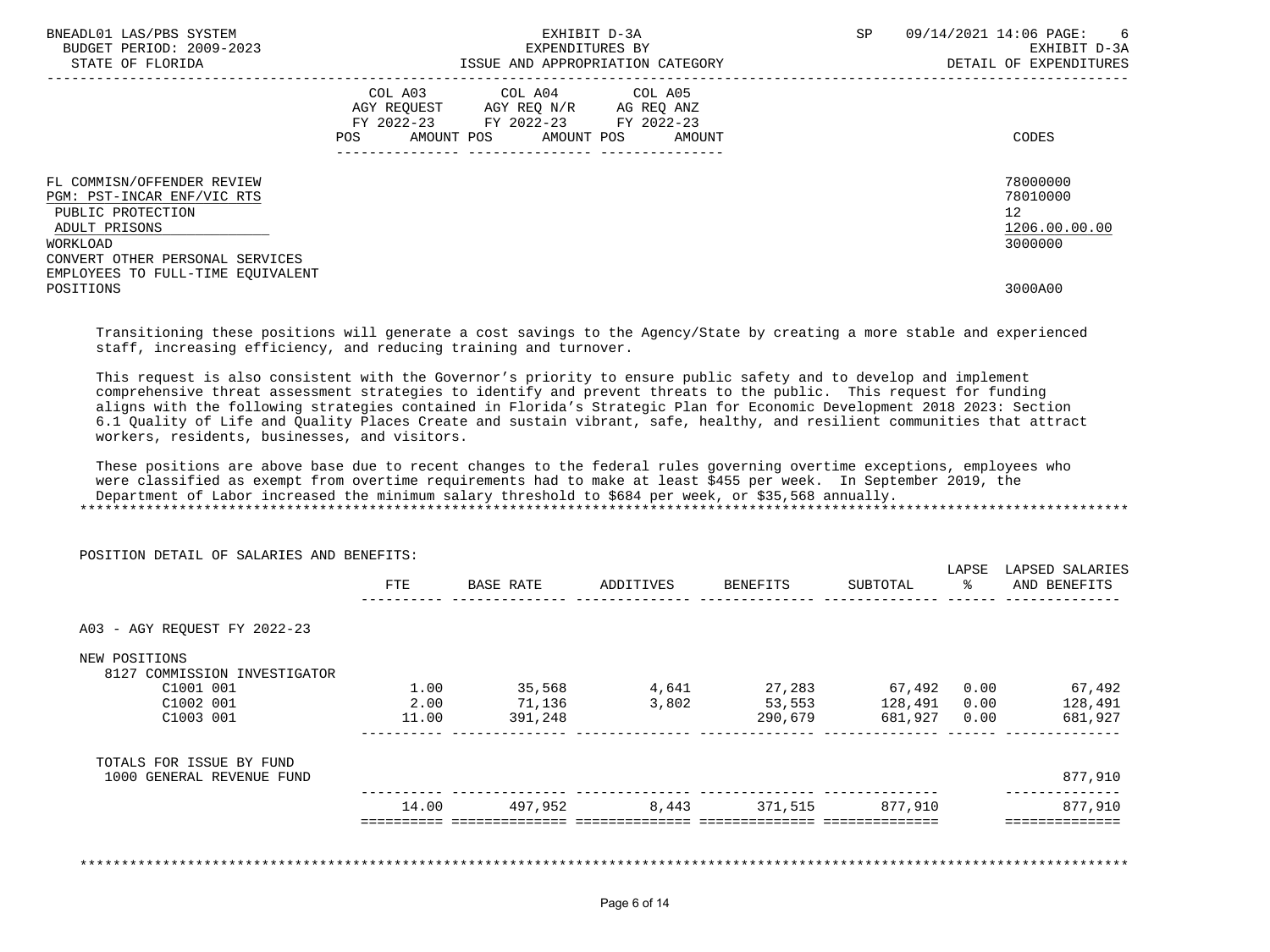BNEADL01 LAS/PBS SYSTEM | EXHIBIT D-3A | SP 09/14/2021 14:06

BUDGET PERIOD: 2009-2023 | EXPENDITURES BY | EXHIBIT D-3A

STATE OF FLORIDA | ISSUE AND APPROPRIATION CATEGORY | DETAIL OF EXPENDITURES

| | COL A03 AGY REQUEST FY 2022-23 POS AMOUNT | COL A04 AGY REQ N/R FY 2022-23 POS AMOUNT | COL A05 AG REQ ANZ FY 2022-23 POS AMOUNT | CODES |
|---|---|---|---|---|
| FL COMMISN/OFFENDER REVIEW | | | | 78000000 |
| PGM: PST-INCAR ENF/VIC RTS | | | | 78010000 |
| PUBLIC PROTECTION | | | | 12 |
| ADULT PRISONS | | | | 1206.00.00.00 |
| WORKLOAD | | | | 3000000 |
| CONVERT OTHER PERSONAL SERVICES EMPLOYEES TO FULL-TIME EQUIVALENT POSITIONS | | | | 3000A00 |

Transitioning these positions will generate a cost savings to the Agency/State by creating a more stable and experienced staff, increasing efficiency, and reducing training and turnover.

This request is also consistent with the Governor's priority to ensure public safety and to develop and implement comprehensive threat assessment strategies to identify and prevent threats to the public. This request for funding aligns with the following strategies contained in Florida's Strategic Plan for Economic Development 2018 2023: Section 6.1 Quality of Life and Quality Places Create and sustain vibrant, safe, healthy, and resilient communities that attract workers, residents, businesses, and visitors.

These positions are above base due to recent changes to the federal rules governing overtime exceptions, employees who were classified as exempt from overtime requirements had to make at least $455 per week. In September 2019, the Department of Labor increased the minimum salary threshold to $684 per week, or $35,568 annually.

POSITION DETAIL OF SALARIES AND BENEFITS:

| | FTE | BASE RATE | ADDITIVES | BENEFITS | SUBTOTAL | LAPSE % | LAPSED SALARIES AND BENEFITS |
|---|---|---|---|---|---|---|---|
| A03 - AGY REQUEST FY 2022-23 | | | | | | | |
| NEW POSITIONS | | | | | | | |
| 8127 COMMISSION INVESTIGATOR | | | | | | | |
| C1001 001 | 1.00 | 35,568 | 4,641 | 27,283 | 67,492 | 0.00 | 67,492 |
| C1002 001 | 2.00 | 71,136 | 3,802 | 53,553 | 128,491 | 0.00 | 128,491 |
| C1003 001 | 11.00 | 391,248 | | 290,679 | 681,927 | 0.00 | 681,927 |
| TOTALS FOR ISSUE BY FUND | | | | | | | |
| 1000 GENERAL REVENUE FUND | | | | | | | 877,910 |
| | 14.00 | 497,952 | 8,443 | 371,515 | 877,910 | | 877,910 |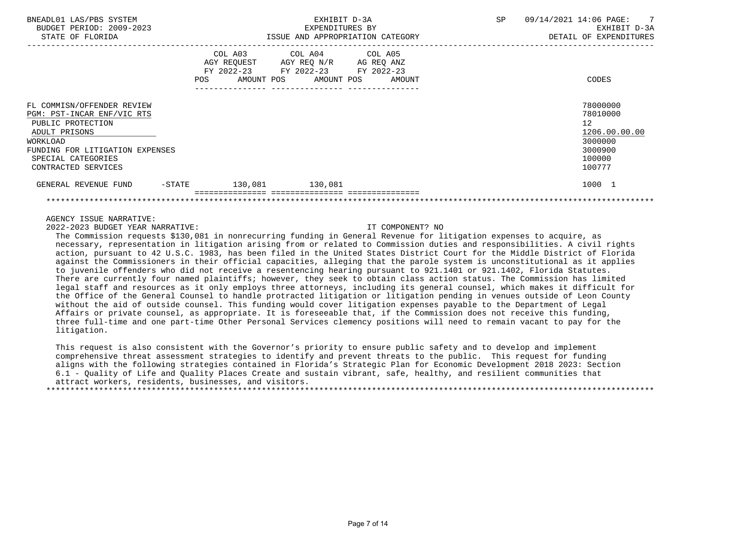BNEADL01 LAS/PBS SYSTEM — EXHIBIT D-3A — EXPENDITURES BY ISSUE AND APPROPRIATION CATEGORY

BUDGET PERIOD: 2009-2023 — STATE OF FLORIDA — SP 09/14/2021 14:06 — EXHIBIT D-3A DETAIL OF EXPENDITURES

| | | COL A03 AGY REQUEST FY 2022-23 POS | AMOUNT | COL A04 AGY REQ N/R FY 2022-23 POS | AMOUNT | COL A05 AG REQ ANZ FY 2022-23 POS | AMOUNT | CODES |
|---|---|---|---|---|---|---|---|---|
| FL COMMISN/OFFENDER REVIEW | | | | | | | | 78000000 |
| PGM: PST-INCAR ENF/VIC RTS | | | | | | | | 78010000 |
| PUBLIC PROTECTION | | | | | | | | 12 |
| ADULT PRISONS | | | | | | | | 1206.00.00.00 |
| WORKLOAD | | | | | | | | 3000000 |
| FUNDING FOR LITIGATION EXPENSES | | | | | | | | 3000900 |
| SPECIAL CATEGORIES | | | | | | | | 100000 |
| CONTRACTED SERVICES | | | | | | | | 100777 |
| GENERAL REVENUE FUND | -STATE | | 130,081 | | 130,081 | | | 1000 1 |

AGENCY ISSUE NARRATIVE:

2022-2023 BUDGET YEAR NARRATIVE: IT COMPONENT? NO

The Commission requests $130,081 in nonrecurring funding in General Revenue for litigation expenses to acquire, as necessary, representation in litigation arising from or related to Commission duties and responsibilities. A civil rights action, pursuant to 42 U.S.C. 1983, has been filed in the United States District Court for the Middle District of Florida against the Commissioners in their official capacities, alleging that the parole system is unconstitutional as it applies to juvenile offenders who did not receive a resentencing hearing pursuant to 921.1401 or 921.1402, Florida Statutes. There are currently four named plaintiffs; however, they seek to obtain class action status. The Commission has limited legal staff and resources as it only employs three attorneys, including its general counsel, which makes it difficult for the Office of the General Counsel to handle protracted litigation or litigation pending in venues outside of Leon County without the aid of outside counsel. This funding would cover litigation expenses payable to the Department of Legal Affairs or private counsel, as appropriate. It is foreseeable that, if the Commission does not receive this funding, three full-time and one part-time Other Personal Services clemency positions will need to remain vacant to pay for the litigation.

This request is also consistent with the Governor's priority to ensure public safety and to develop and implement comprehensive threat assessment strategies to identify and prevent threats to the public. This request for funding aligns with the following strategies contained in Florida's Strategic Plan for Economic Development 2018 2023: Section 6.1 - Quality of Life and Quality Places Create and sustain vibrant, safe, healthy, and resilient communities that attract workers, residents, businesses, and visitors.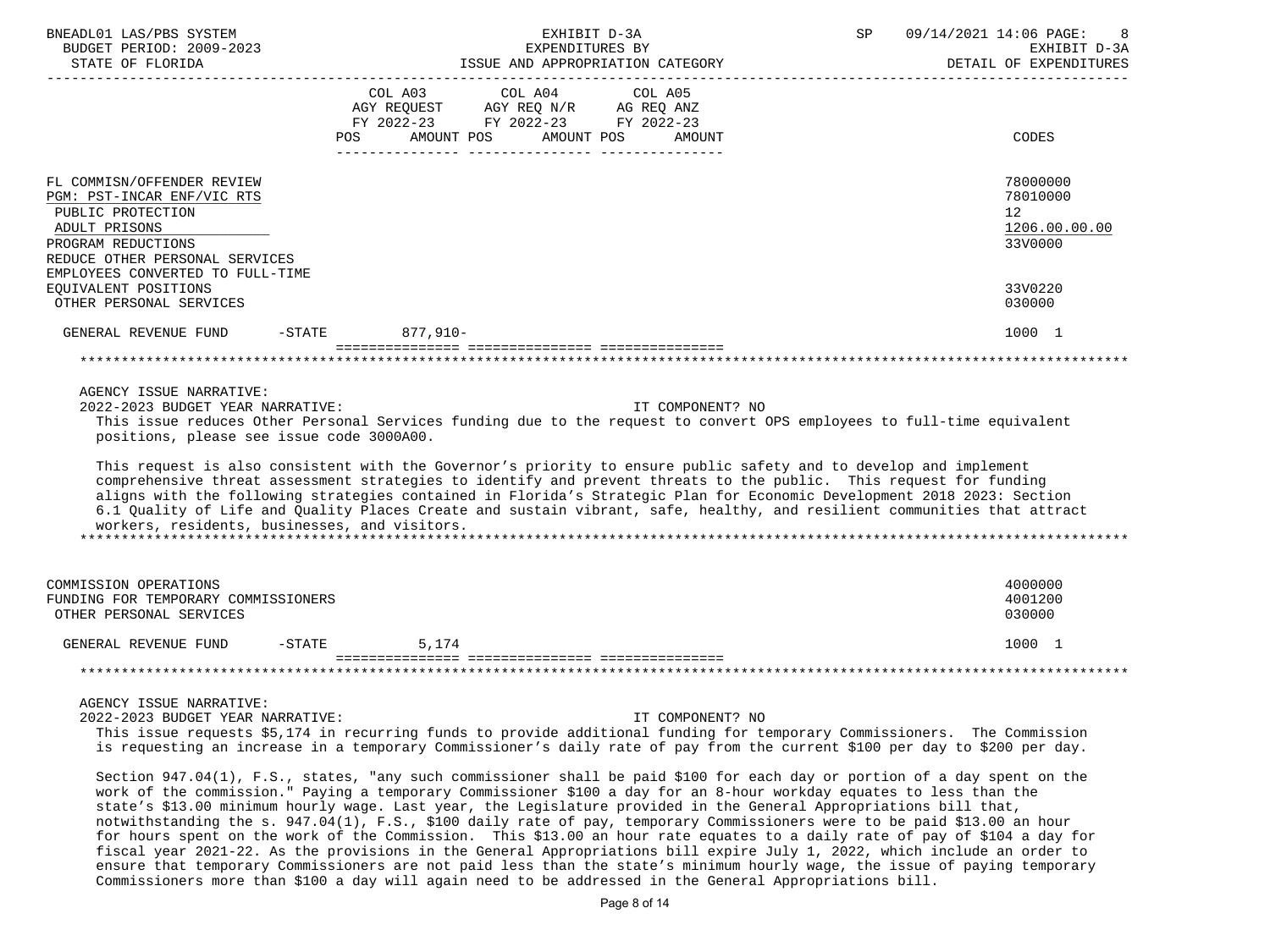| | COL A03 AGY REQUEST FY 2022-23 POS AMOUNT | COL A04 AGY REQ N/R FY 2022-23 POS AMOUNT | COL A05 AG REQ ANZ FY 2022-23 POS AMOUNT | CODES |
|---|---|---|---|---|
| FL COMMISN/OFFENDER REVIEW | | | | 78000000 |
| PGM: PST-INCAR ENF/VIC RTS | | | | 78010000 |
| PUBLIC PROTECTION | | | | 12 |
| ADULT PRISONS | | | | 1206.00.00.00 |
| PROGRAM REDUCTIONS | | | | 33V0000 |
| REDUCE OTHER PERSONAL SERVICES EMPLOYEES CONVERTED TO FULL-TIME EQUIVALENT POSITIONS | | | | 33V0220 |
| OTHER PERSONAL SERVICES | | | | 030000 |
| GENERAL REVENUE FUND -STATE | 877,910- | | | 1000 1 |

AGENCY ISSUE NARRATIVE:

2022-2023 BUDGET YEAR NARRATIVE: IT COMPONENT? NO

This issue reduces Other Personal Services funding due to the request to convert OPS employees to full-time equivalent positions, please see issue code 3000A00.

This request is also consistent with the Governor's priority to ensure public safety and to develop and implement comprehensive threat assessment strategies to identify and prevent threats to the public. This request for funding aligns with the following strategies contained in Florida's Strategic Plan for Economic Development 2018 2023: Section 6.1 Quality of Life and Quality Places Create and sustain vibrant, safe, healthy, and resilient communities that attract workers, residents, businesses, and visitors.

| | COL A03 | COL A04 | COL A05 | CODES |
|---|---|---|---|---|
| COMMISSION OPERATIONS | | | | 4000000 |
| FUNDING FOR TEMPORARY COMMISSIONERS | | | | 4001200 |
| OTHER PERSONAL SERVICES | | | | 030000 |
| GENERAL REVENUE FUND -STATE | 5,174 | | | 1000 1 |

AGENCY ISSUE NARRATIVE:

2022-2023 BUDGET YEAR NARRATIVE: IT COMPONENT? NO

This issue requests $5,174 in recurring funds to provide additional funding for temporary Commissioners. The Commission is requesting an increase in a temporary Commissioner's daily rate of pay from the current $100 per day to $200 per day.

Section 947.04(1), F.S., states, "any such commissioner shall be paid $100 for each day or portion of a day spent on the work of the commission." Paying a temporary Commissioner $100 a day for an 8-hour workday equates to less than the state's $13.00 minimum hourly wage. Last year, the Legislature provided in the General Appropriations bill that, notwithstanding the s. 947.04(1), F.S., $100 daily rate of pay, temporary Commissioners were to be paid $13.00 an hour for hours spent on the work of the Commission. This $13.00 an hour rate equates to a daily rate of pay of $104 a day for fiscal year 2021-22. As the provisions in the General Appropriations bill expire July 1, 2022, which include an order to ensure that temporary Commissioners are not paid less than the state's minimum hourly wage, the issue of paying temporary Commissioners more than $100 a day will again need to be addressed in the General Appropriations bill.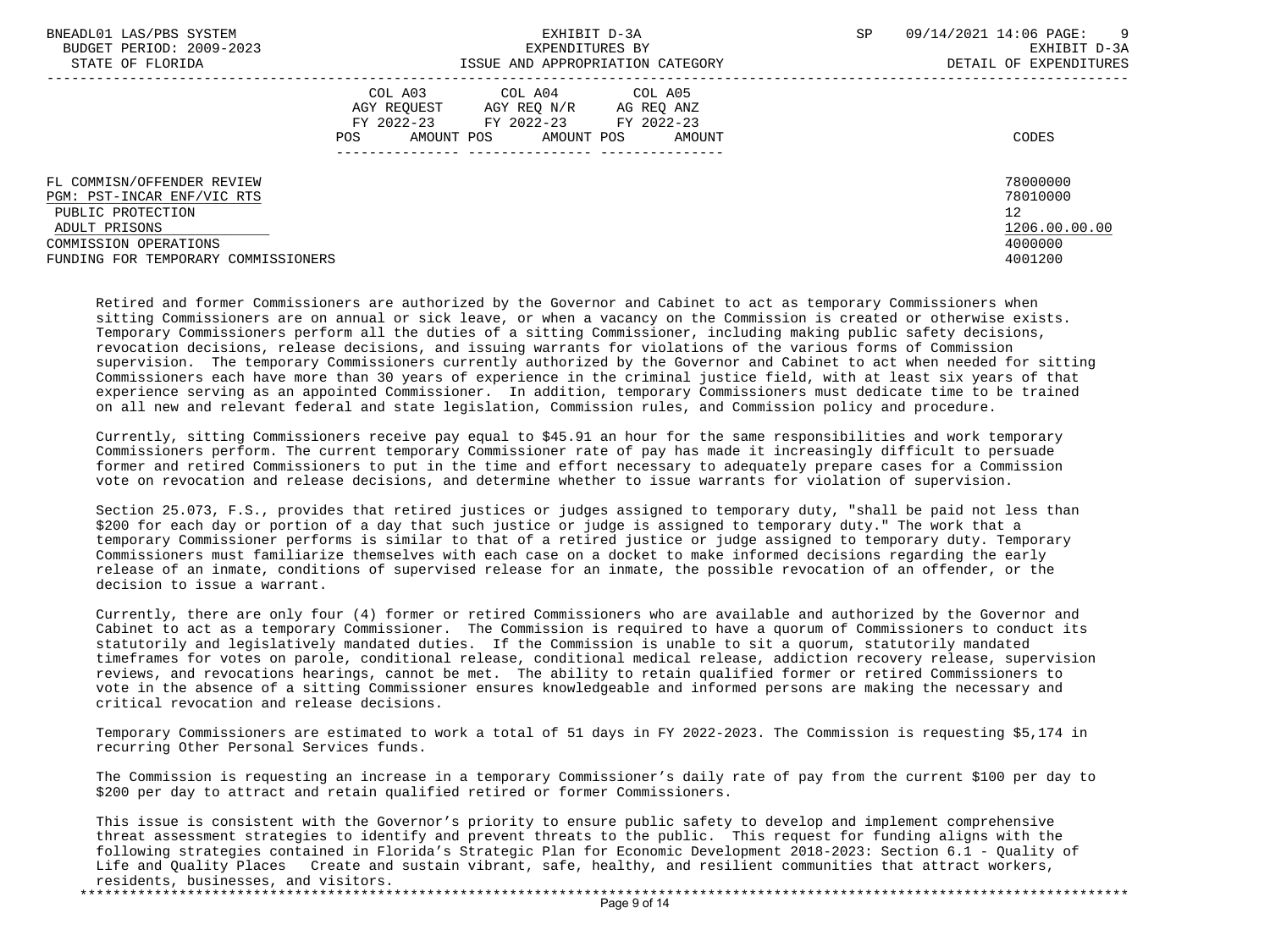| | COL A03 AGY REQUEST FY 2022-23 POS AMOUNT | COL A04 AGY REQ N/R FY 2022-23 POS AMOUNT | COL A05 AG REQ ANZ FY 2022-23 POS AMOUNT | CODES |
|---|---|---|---|---|
| FL COMMISN/OFFENDER REVIEW | | | | 78000000 |
| PGM: PST-INCAR ENF/VIC RTS | | | | 78010000 |
| PUBLIC PROTECTION | | | | 12 |
| ADULT PRISONS | | | | 1206.00.00.00 |
| COMMISSION OPERATIONS | | | | 4000000 |
| FUNDING FOR TEMPORARY COMMISSIONERS | | | | 4001200 |

Retired and former Commissioners are authorized by the Governor and Cabinet to act as temporary Commissioners when sitting Commissioners are on annual or sick leave, or when a vacancy on the Commission is created or otherwise exists. Temporary Commissioners perform all the duties of a sitting Commissioner, including making public safety decisions, revocation decisions, release decisions, and issuing warrants for violations of the various forms of Commission supervision. The temporary Commissioners currently authorized by the Governor and Cabinet to act when needed for sitting Commissioners each have more than 30 years of experience in the criminal justice field, with at least six years of that experience serving as an appointed Commissioner. In addition, temporary Commissioners must dedicate time to be trained on all new and relevant federal and state legislation, Commission rules, and Commission policy and procedure.

Currently, sitting Commissioners receive pay equal to $45.91 an hour for the same responsibilities and work temporary Commissioners perform. The current temporary Commissioner rate of pay has made it increasingly difficult to persuade former and retired Commissioners to put in the time and effort necessary to adequately prepare cases for a Commission vote on revocation and release decisions, and determine whether to issue warrants for violation of supervision.

Section 25.073, F.S., provides that retired justices or judges assigned to temporary duty, "shall be paid not less than $200 for each day or portion of a day that such justice or judge is assigned to temporary duty." The work that a temporary Commissioner performs is similar to that of a retired justice or judge assigned to temporary duty. Temporary Commissioners must familiarize themselves with each case on a docket to make informed decisions regarding the early release of an inmate, conditions of supervised release for an inmate, the possible revocation of an offender, or the decision to issue a warrant.

Currently, there are only four (4) former or retired Commissioners who are available and authorized by the Governor and Cabinet to act as a temporary Commissioner. The Commission is required to have a quorum of Commissioners to conduct its statutorily and legislatively mandated duties. If the Commission is unable to sit a quorum, statutorily mandated timeframes for votes on parole, conditional release, conditional medical release, addiction recovery release, supervision reviews, and revocations hearings, cannot be met. The ability to retain qualified former or retired Commissioners to vote in the absence of a sitting Commissioner ensures knowledgeable and informed persons are making the necessary and critical revocation and release decisions.

Temporary Commissioners are estimated to work a total of 51 days in FY 2022-2023. The Commission is requesting $5,174 in recurring Other Personal Services funds.

The Commission is requesting an increase in a temporary Commissioner's daily rate of pay from the current $100 per day to $200 per day to attract and retain qualified retired or former Commissioners.

This issue is consistent with the Governor's priority to ensure public safety to develop and implement comprehensive threat assessment strategies to identify and prevent threats to the public. This request for funding aligns with the following strategies contained in Florida's Strategic Plan for Economic Development 2018-2023: Section 6.1 - Quality of Life and Quality Places Create and sustain vibrant, safe, healthy, and resilient communities that attract workers, residents, businesses, and visitors.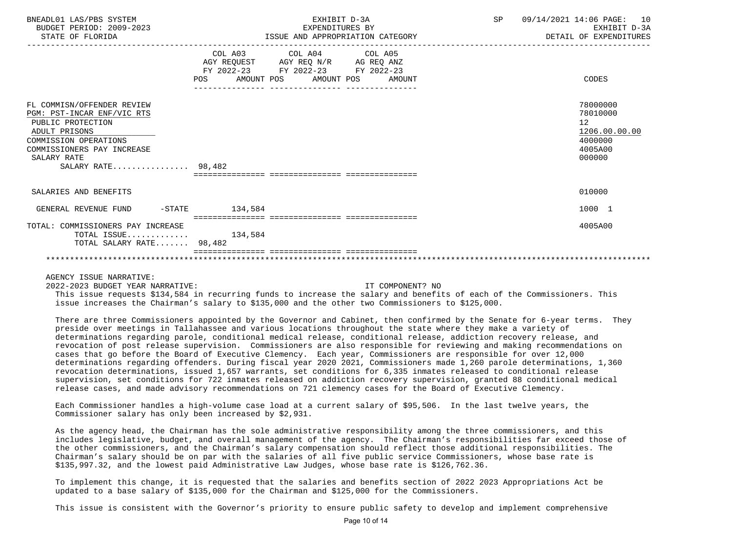BNEADL01 LAS/PBS SYSTEM — EXHIBIT D-3A — SP 09/14/2021 14:06 PAGE: 10
BUDGET PERIOD: 2009-2023 — EXPENDITURES BY — EXHIBIT D-3A
STATE OF FLORIDA — ISSUE AND APPROPRIATION CATEGORY — DETAIL OF EXPENDITURES

| | COL A03 AGY REQUEST FY 2022-23 POS AMOUNT | COL A04 AGY REQ N/R FY 2022-23 POS AMOUNT | COL A05 AG REQ ANZ FY 2022-23 POS AMOUNT | CODES |
|---|---|---|---|---|
| FL COMMISN/OFFENDER REVIEW | | | | 78000000 |
| PGM: PST-INCAR ENF/VIC RTS | | | | 78010000 |
| PUBLIC PROTECTION | | | | 12 |
| ADULT PRISONS | | | | 1206.00.00.00 |
| COMMISSION OPERATIONS | | | | 4000000 |
| COMMISSIONERS PAY INCREASE | | | | 4005A00 |
| SALARY RATE | | | | 000000 |
| SALARY RATE................ 98,482 | | | | |
| SALARIES AND BENEFITS | | | | 010000 |
| GENERAL REVENUE FUND -STATE | 134,584 | | | 1000 1 |
| TOTAL: COMMISSIONERS PAY INCREASE | | | | 4005A00 |
| TOTAL ISSUE............. | 134,584 | | | |
| TOTAL SALARY RATE....... 98,482 | | | | |

AGENCY ISSUE NARRATIVE:

2022-2023 BUDGET YEAR NARRATIVE: IT COMPONENT? NO

This issue requests $134,584 in recurring funds to increase the salary and benefits of each of the Commissioners. This issue increases the Chairman's salary to $135,000 and the other two Commissioners to $125,000.

There are three Commissioners appointed by the Governor and Cabinet, then confirmed by the Senate for 6-year terms. They preside over meetings in Tallahassee and various locations throughout the state where they make a variety of determinations regarding parole, conditional medical release, conditional release, addiction recovery release, and revocation of post release supervision. Commissioners are also responsible for reviewing and making recommendations on cases that go before the Board of Executive Clemency. Each year, Commissioners are responsible for over 12,000 determinations regarding offenders. During fiscal year 2020 2021, Commissioners made 1,260 parole determinations, 1,360 revocation determinations, issued 1,657 warrants, set conditions for 6,335 inmates released to conditional release supervision, set conditions for 722 inmates released on addiction recovery supervision, granted 88 conditional medical release cases, and made advisory recommendations on 721 clemency cases for the Board of Executive Clemency.

Each Commissioner handles a high-volume case load at a current salary of $95,506. In the last twelve years, the Commissioner salary has only been increased by $2,931.

As the agency head, the Chairman has the sole administrative responsibility among the three commissioners, and this includes legislative, budget, and overall management of the agency. The Chairman's responsibilities far exceed those of the other commissioners, and the Chairman's salary compensation should reflect those additional responsibilities. The Chairman's salary should be on par with the salaries of all five public service Commissioners, whose base rate is $135,997.32, and the lowest paid Administrative Law Judges, whose base rate is $126,762.36.

To implement this change, it is requested that the salaries and benefits section of 2022 2023 Appropriations Act be updated to a base salary of $135,000 for the Chairman and $125,000 for the Commissioners.

This issue is consistent with the Governor's priority to ensure public safety to develop and implement comprehensive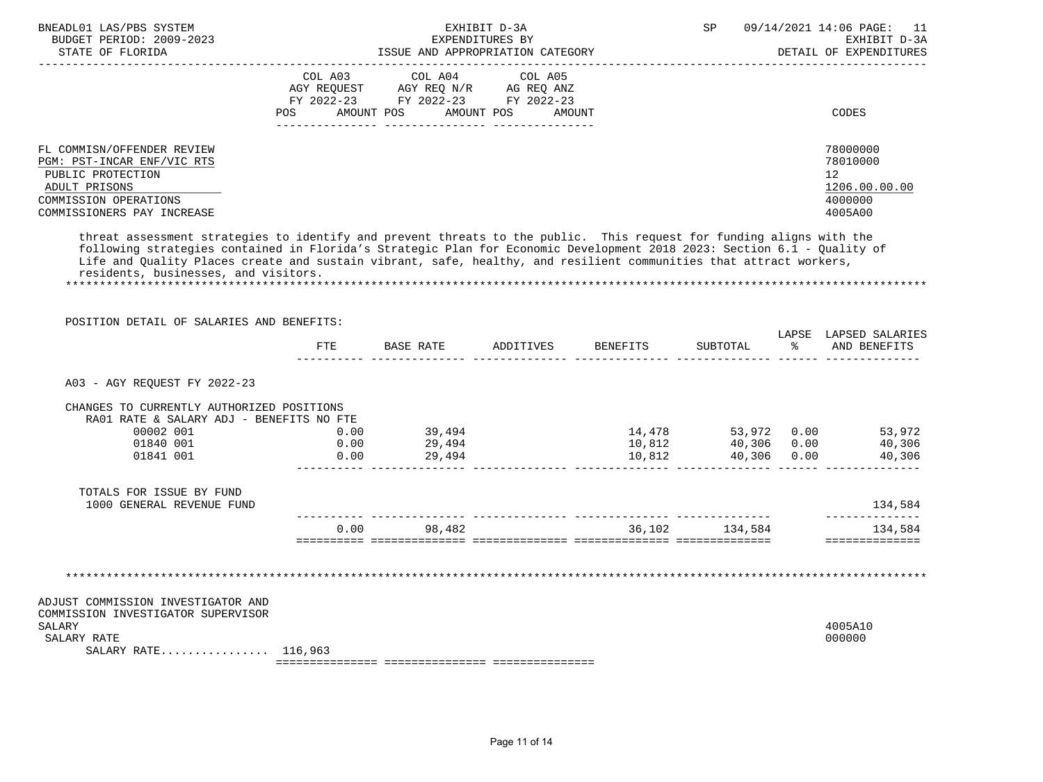BNEADL01 LAS/PBS SYSTEM — EXHIBIT D-3A — SP 09/14/2021 14:06 PAGE: 11
BUDGET PERIOD: 2009-2023 — EXPENDITURES BY — EXHIBIT D-3A
STATE OF FLORIDA — ISSUE AND APPROPRIATION CATEGORY — DETAIL OF EXPENDITURES

| | COL A03 AGY REQUEST FY 2022-23 POS AMOUNT | COL A04 AGY REQ N/R FY 2022-23 POS AMOUNT | COL A05 AG REQ ANZ FY 2022-23 POS AMOUNT | CODES |
|---|---|---|---|---|
| FL COMMISN/OFFENDER REVIEW | | | | 78000000 |
| PGM: PST-INCAR ENF/VIC RTS | | | | 78010000 |
| PUBLIC PROTECTION | | | | 12 |
| ADULT PRISONS | | | | 1206.00.00.00 |
| COMMISSION OPERATIONS | | | | 4000000 |
| COMMISSIONERS PAY INCREASE | | | | 4005A00 |

threat assessment strategies to identify and prevent threats to the public. This request for funding aligns with the following strategies contained in Florida's Strategic Plan for Economic Development 2018 2023: Section 6.1 - Quality of Life and Quality Places create and sustain vibrant, safe, healthy, and resilient communities that attract workers, residents, businesses, and visitors.

*******************************************************************************************************************

POSITION DETAIL OF SALARIES AND BENEFITS:

| | FTE | BASE RATE | ADDITIVES | BENEFITS | SUBTOTAL | LAPSE % | LAPSED SALARIES AND BENEFITS |
|---|---|---|---|---|---|---|---|
| A03 - AGY REQUEST FY 2022-23 | | | | | | | |
| CHANGES TO CURRENTLY AUTHORIZED POSITIONS | | | | | | | |
| RA01 RATE & SALARY ADJ - BENEFITS NO FTE | | | | | | | |
| 00002 001 | 0.00 | 39,494 | | 14,478 | 53,972 | 0.00 | 53,972 |
| 01840 001 | 0.00 | 29,494 | | 10,812 | 40,306 | 0.00 | 40,306 |
| 01841 001 | 0.00 | 29,494 | | 10,812 | 40,306 | 0.00 | 40,306 |
| TOTALS FOR ISSUE BY FUND | | | | | | | |
| 1000 GENERAL REVENUE FUND | | | | | | | 134,584 |
| | 0.00 | 98,482 | | 36,102 | 134,584 | | 134,584 |

*******************************************************************************************************************

| | COL A03 | COL A04 | COL A05 | CODES |
|---|---|---|---|---|
| ADJUST COMMISSION INVESTIGATOR AND COMMISSION INVESTIGATOR SUPERVISOR SALARY | | | | 4005A10 |
| SALARY RATE | | | | 000000 |
| SALARY RATE................ | 116,963 | | | |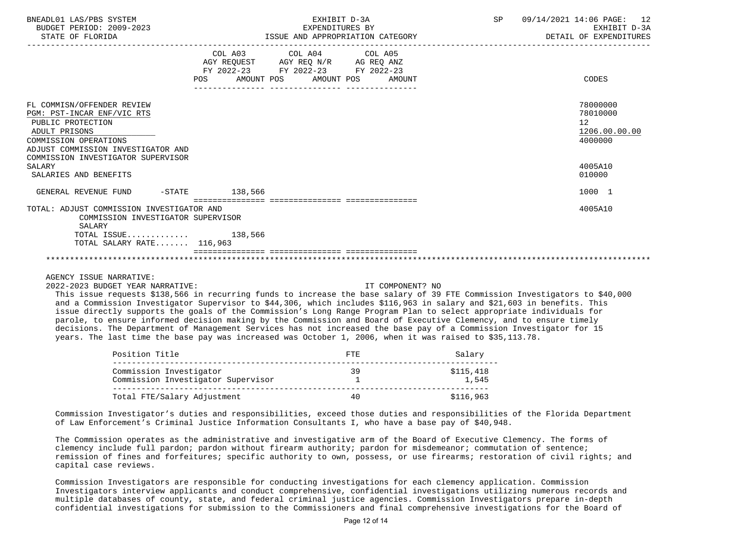BNEADL01 LAS/PBS SYSTEM — EXHIBIT D-3A — EXPENDITURES BY ISSUE AND APPROPRIATION CATEGORY — DETAIL OF EXPENDITURES
BUDGET PERIOD: 2009-2023 — STATE OF FLORIDA — SP 09/14/2021 14:06

| | COL A03 AGY REQUEST FY 2022-23 POS AMOUNT | COL A04 AGY REQ N/R FY 2022-23 POS AMOUNT | COL A05 AG REQ ANZ FY 2022-23 POS AMOUNT | CODES |
|---|---|---|---|---|
| FL COMMISN/OFFENDER REVIEW | | | | 78000000 |
| PGM: PST-INCAR ENF/VIC RTS | | | | 78010000 |
| PUBLIC PROTECTION | | | | 12 |
| ADULT PRISONS | | | | 1206.00.00.00 |
| COMMISSION OPERATIONS | | | | 4000000 |
| ADJUST COMMISSION INVESTIGATOR AND COMMISSION INVESTIGATOR SUPERVISOR SALARY | | | | 4005A10 |
| SALARIES AND BENEFITS | | | | 010000 |
| GENERAL REVENUE FUND -STATE | 138,566 | | | 1000 1 |
| TOTAL: ADJUST COMMISSION INVESTIGATOR AND COMMISSION INVESTIGATOR SUPERVISOR SALARY | | | | 4005A10 |
| TOTAL ISSUE............ | 138,566 | | | |
| TOTAL SALARY RATE....... | 116,963 | | | |

AGENCY ISSUE NARRATIVE:

2022-2023 BUDGET YEAR NARRATIVE: IT COMPONENT? NO

This issue requests $138,566 in recurring funds to increase the base salary of 39 FTE Commission Investigators to $40,000 and a Commission Investigator Supervisor to $44,306, which includes $116,963 in salary and $21,603 in benefits. This issue directly supports the goals of the Commission's Long Range Program Plan to select appropriate individuals for parole, to ensure informed decision making by the Commission and Board of Executive Clemency, and to ensure timely decisions. The Department of Management Services has not increased the base pay of a Commission Investigator for 15 years. The last time the base pay was increased was October 1, 2006, when it was raised to $35,113.78.

| Position Title | FTE | Salary |
|---|---|---|
| Commission Investigator | 39 | $115,418 |
| Commission Investigator Supervisor | 1 | 1,545 |
| Total FTE/Salary Adjustment | 40 | $116,963 |

Commission Investigator's duties and responsibilities, exceed those duties and responsibilities of the Florida Department of Law Enforcement's Criminal Justice Information Consultants I, who have a base pay of $40,948.

The Commission operates as the administrative and investigative arm of the Board of Executive Clemency. The forms of clemency include full pardon; pardon without firearm authority; pardon for misdemeanor; commutation of sentence; remission of fines and forfeitures; specific authority to own, possess, or use firearms; restoration of civil rights; and capital case reviews.

Commission Investigators are responsible for conducting investigations for each clemency application. Commission Investigators interview applicants and conduct comprehensive, confidential investigations utilizing numerous records and multiple databases of county, state, and federal criminal justice agencies. Commission Investigators prepare in-depth confidential investigations for submission to the Commissioners and final comprehensive investigations for the Board of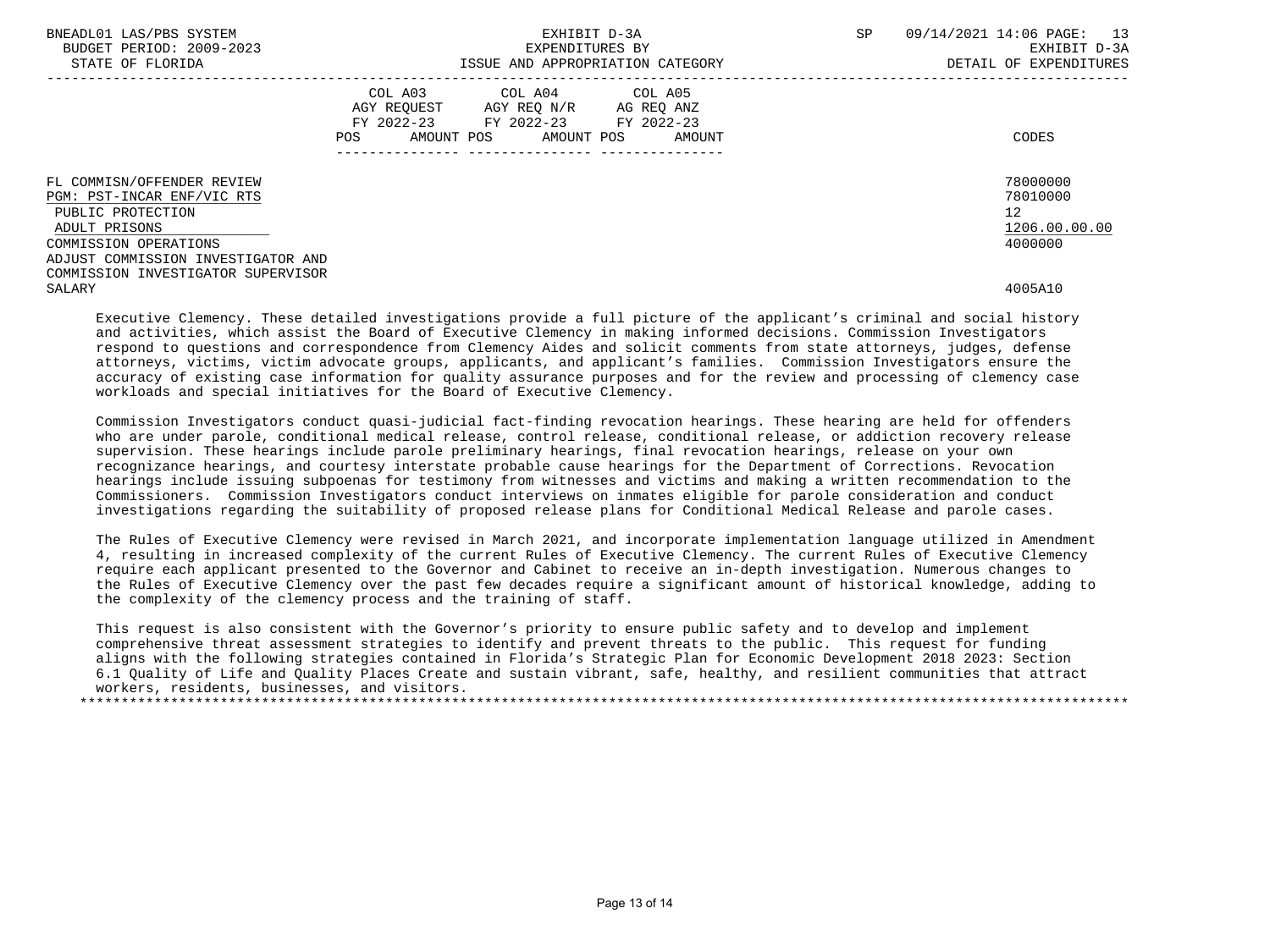| | COL A03 AGY REQUEST FY 2022-23 POS AMOUNT | COL A04 AGY REQ N/R FY 2022-23 POS AMOUNT | COL A05 AG REQ ANZ FY 2022-23 POS AMOUNT | CODES |
|---|---|---|---|---|
| FL COMMISN/OFFENDER REVIEW | | | | 78000000 |
| PGM: PST-INCAR ENF/VIC RTS | | | | 78010000 |
| PUBLIC PROTECTION | | | | 12 |
| ADULT PRISONS | | | | 1206.00.00.00 |
| COMMISSION OPERATIONS | | | | 4000000 |
| ADJUST COMMISSION INVESTIGATOR AND COMMISSION INVESTIGATOR SUPERVISOR SALARY | | | | 4005A10 |

Executive Clemency. These detailed investigations provide a full picture of the applicant's criminal and social history and activities, which assist the Board of Executive Clemency in making informed decisions. Commission Investigators respond to questions and correspondence from Clemency Aides and solicit comments from state attorneys, judges, defense attorneys, victims, victim advocate groups, applicants, and applicant's families. Commission Investigators ensure the accuracy of existing case information for quality assurance purposes and for the review and processing of clemency case workloads and special initiatives for the Board of Executive Clemency.

Commission Investigators conduct quasi-judicial fact-finding revocation hearings. These hearing are held for offenders who are under parole, conditional medical release, control release, conditional release, or addiction recovery release supervision. These hearings include parole preliminary hearings, final revocation hearings, release on your own recognizance hearings, and courtesy interstate probable cause hearings for the Department of Corrections. Revocation hearings include issuing subpoenas for testimony from witnesses and victims and making a written recommendation to the Commissioners. Commission Investigators conduct interviews on inmates eligible for parole consideration and conduct investigations regarding the suitability of proposed release plans for Conditional Medical Release and parole cases.

The Rules of Executive Clemency were revised in March 2021, and incorporate implementation language utilized in Amendment 4, resulting in increased complexity of the current Rules of Executive Clemency. The current Rules of Executive Clemency require each applicant presented to the Governor and Cabinet to receive an in-depth investigation. Numerous changes to the Rules of Executive Clemency over the past few decades require a significant amount of historical knowledge, adding to the complexity of the clemency process and the training of staff.

This request is also consistent with the Governor's priority to ensure public safety and to develop and implement comprehensive threat assessment strategies to identify and prevent threats to the public. This request for funding aligns with the following strategies contained in Florida's Strategic Plan for Economic Development 2018 2023: Section 6.1 Quality of Life and Quality Places Create and sustain vibrant, safe, healthy, and resilient communities that attract workers, residents, businesses, and visitors.

*******************************************************************************************************************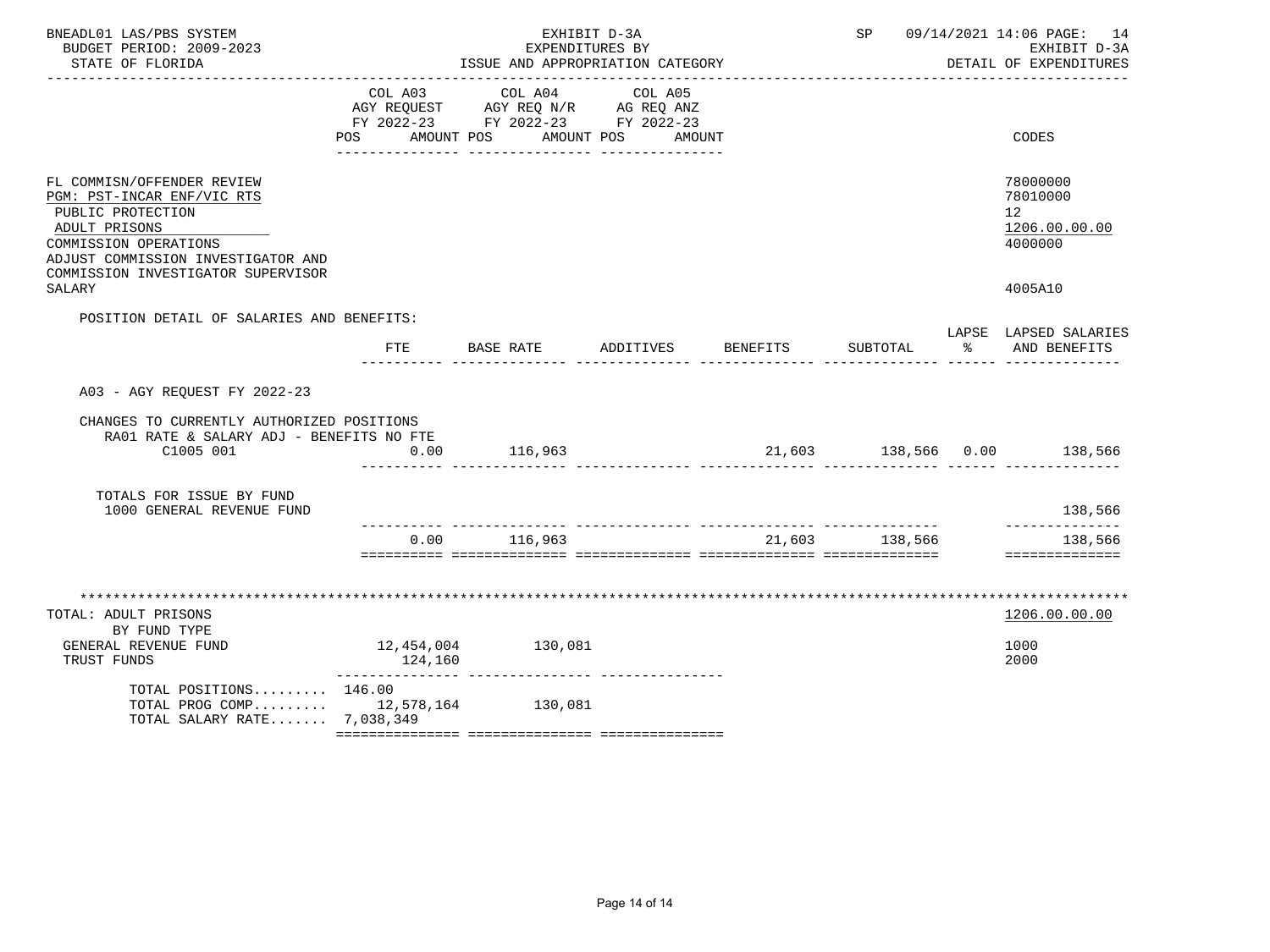BNEADL01 LAS/PBS SYSTEM
BUDGET PERIOD: 2009-2023
STATE OF FLORIDA

EXHIBIT D-3A
EXPENDITURES BY
ISSUE AND APPROPRIATION CATEGORY

SP 09/14/2021 14:06 PAGE: 14
EXHIBIT D-3A
DETAIL OF EXPENDITURES

| | COL A03 AGY REQUEST FY 2022-23 POS AMOUNT | COL A04 AGY REQ N/R FY 2022-23 POS AMOUNT | COL A05 AG REQ ANZ FY 2022-23 POS AMOUNT | CODES |
|---|---|---|---|---|
| FL COMMISN/OFFENDER REVIEW | | | | 78000000 |
| PGM: PST-INCAR ENF/VIC RTS | | | | 78010000 |
| PUBLIC PROTECTION | | | | 12 |
| ADULT PRISONS | | | | 1206.00.00.00 |
| COMMISSION OPERATIONS | | | | 4000000 |
| ADJUST COMMISSION INVESTIGATOR AND COMMISSION INVESTIGATOR SUPERVISOR SALARY | | | | 4005A10 |

POSITION DETAIL OF SALARIES AND BENEFITS:

| | FTE | BASE RATE | ADDITIVES | BENEFITS | SUBTOTAL | LAPSE % | LAPSED SALARIES AND BENEFITS |
|---|---|---|---|---|---|---|---|
| A03 - AGY REQUEST FY 2022-23 | | | | | | | |
| CHANGES TO CURRENTLY AUTHORIZED POSITIONS | | | | | | | |
| RA01 RATE & SALARY ADJ - BENEFITS NO FTE | | | | | | | |
| C1005 001 | 0.00 | 116,963 | | 21,603 | 138,566 | 0.00 | 138,566 |
| TOTALS FOR ISSUE BY FUND | | | | | | | |
| 1000 GENERAL REVENUE FUND | | | | | | | 138,566 |
| | 0.00 | 116,963 | | 21,603 | 138,566 | | 138,566 |

| | COL A03 | COL A04 | COL A05 | CODES |
|---|---|---|---|---|
| TOTAL: ADULT PRISONS | | | | 1206.00.00.00 |
| BY FUND TYPE | | | | |
| GENERAL REVENUE FUND | 12,454,004 | 130,081 | | 1000 |
| TRUST FUNDS | 124,160 | | | 2000 |
| TOTAL POSITIONS......... | 146.00 | | | |
| TOTAL PROG COMP......... | 12,578,164 | 130,081 | | |
| TOTAL SALARY RATE....... | 7,038,349 | | | |